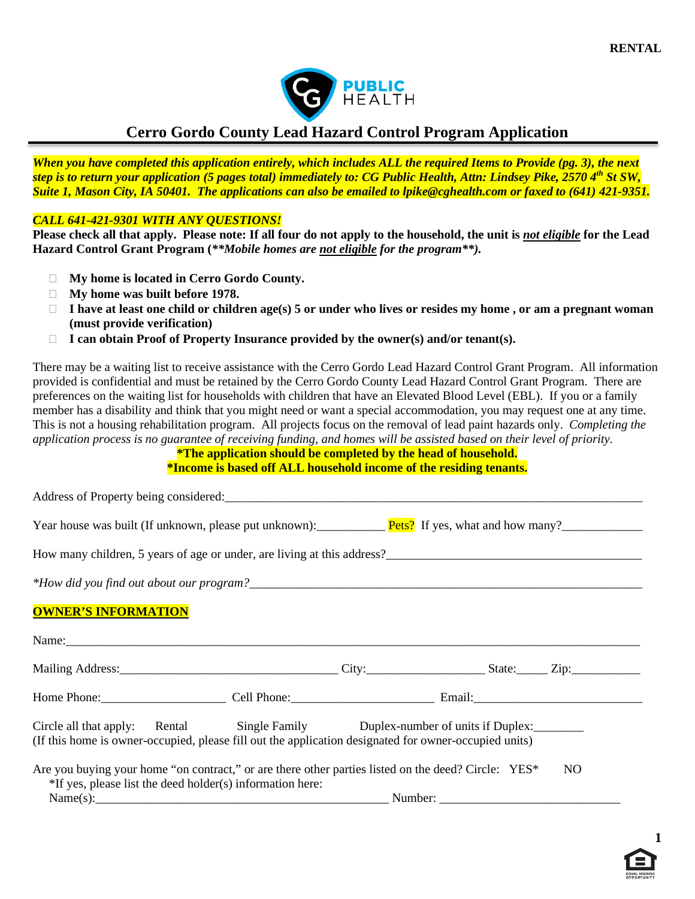**RENTAL**

# Cerro Gordo County Lead Hazard Control Program Application

***When you have completed this application entirely, which includes ALL the required Items to Provide (pg. 3), the next step is to return your application (5 pages total) immediately to: CG Public Health, Attn: Lindsey Pike, 2570 4th St SW, Suite 1, Mason City, IA 50401. The applications can also be emailed to lpike@cghealth.com or faxed to (641) 421-9351.***

***CALL 641-421-9301 WITH ANY QUESTIONS!***

**Please check all that apply. Please note: If all four do not apply to the household, the unit is *not eligible* for the Lead Hazard Control Grant Program (*\*\*Mobile homes are not eligible for the program\*\**).**

- ☐ **My home is located in Cerro Gordo County.**
- ☐ **My home was built before 1978.**
- ☐ **I have at least one child or children age(s) 5 or under who lives or resides my home , or am a pregnant woman (must provide verification)**
- ☐ **I can obtain Proof of Property Insurance provided by the owner(s) and/or tenant(s).**

There may be a waiting list to receive assistance with the Cerro Gordo Lead Hazard Control Grant Program. All information provided is confidential and must be retained by the Cerro Gordo County Lead Hazard Control Grant Program. There are preferences on the waiting list for households with children that have an Elevated Blood Level (EBL). If you or a family member has a disability and think that you might need or want a special accommodation, you may request one at any time. This is not a housing rehabilitation program. All projects focus on the removal of lead paint hazards only. *Completing the application process is no guarantee of receiving funding, and homes will be assisted based on their level of priority.*

**\*The application should be completed by the head of household.**
**\*Income is based off ALL household income of the residing tenants.**

Address of Property being considered:______________________________________________________________________

Year house was built (If unknown, please put unknown):___________ Pets? If yes, what and how many?_____________

How many children, 5 years of age or under, are living at this address?__________________________________________

*\*How did you find out about our program?*________________________________________________________________

**OWNER'S INFORMATION**

Name:_______________________________________________________________________________________________

Mailing Address:___________________________________ City:___________________ State:_____ Zip:___________

Home Phone:____________________ Cell Phone:_______________________ Email:__________________________

Circle all that apply: Rental Single Family Duplex-number of units if Duplex:________
(If this home is owner-occupied, please fill out the application designated for owner-occupied units)

Are you buying your home "on contract," or are there other parties listed on the deed? Circle: YES* NO
\*If yes, please list the deed holder(s) information here:
Name(s):_______________________________________________ Number: ____________________________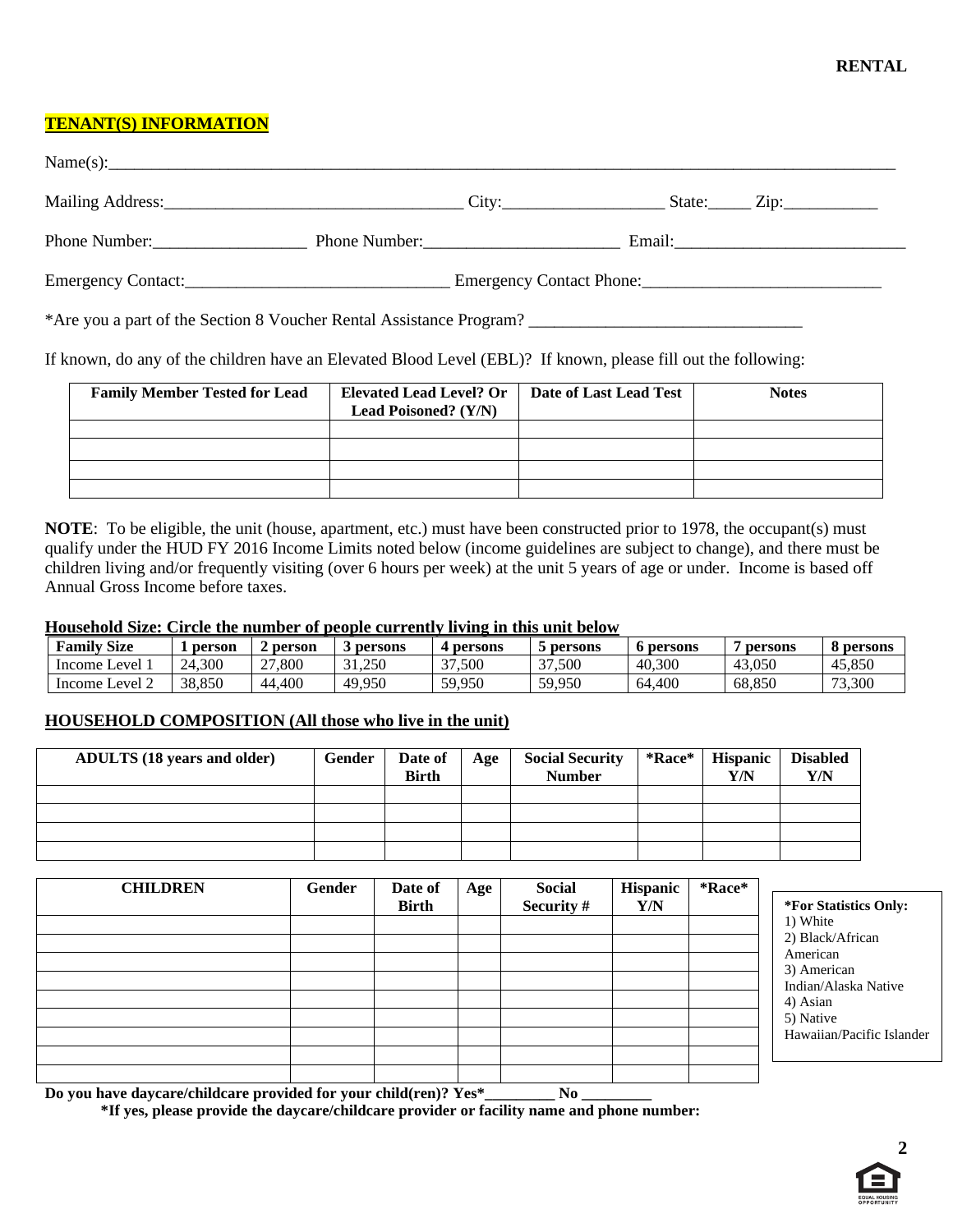**RENTAL**

## TENANT(S) INFORMATION

Name(s):_______________________________________________________________________________________________

Mailing Address:___________________________________ City:___________________ State:_____ Zip:___________

Phone Number:__________________ Phone Number:_______________________ Email:___________________________

Emergency Contact:______________________________ Emergency Contact Phone:____________________________

*Are you a part of the Section 8 Voucher Rental Assistance Program? _______________________________

If known, do any of the children have an Elevated Blood Level (EBL)? If known, please fill out the following:

| Family Member Tested for Lead | Elevated Lead Level? Or Lead Poisoned? (Y/N) | Date of Last Lead Test | Notes |
|---|---|---|---|
| | | | |
| | | | |
| | | | |
| | | | |

**NOTE**: To be eligible, the unit (house, apartment, etc.) must have been constructed prior to 1978, the occupant(s) must qualify under the HUD FY 2016 Income Limits noted below (income guidelines are subject to change), and there must be children living and/or frequently visiting (over 6 hours per week) at the unit 5 years of age or under. Income is based off Annual Gross Income before taxes.

**Household Size: Circle the number of people currently living in this unit below**

| Family Size | 1 person | 2 person | 3 persons | 4 persons | 5 persons | 6 persons | 7 persons | 8 persons |
|---|---|---|---|---|---|---|---|---|
| Income Level 1 | 24,300 | 27,800 | 31,250 | 37,500 | 37,500 | 40,300 | 43,050 | 45,850 |
| Income Level 2 | 38,850 | 44,400 | 49,950 | 59,950 | 59,950 | 64,400 | 68,850 | 73,300 |

## HOUSEHOLD COMPOSITION (All those who live in the unit)

| ADULTS (18 years and older) | Gender | Date of Birth | Age | Social Security Number | *Race* | Hispanic Y/N | Disabled Y/N |
|---|---|---|---|---|---|---|---|
| | | | | | | | |
| | | | | | | | |
| | | | | | | | |
| | | | | | | | |

| CHILDREN | Gender | Date of Birth | Age | Social Security # | Hispanic Y/N | *Race* |
|---|---|---|---|---|---|---|
| | | | | | | |
| | | | | | | |
| | | | | | | |
| | | | | | | |
| | | | | | | |
| | | | | | | |
| | | | | | | |
| | | | | | | |
| | | | | | | |

**\*For Statistics Only:**
1) White
2) Black/African American
3) American Indian/Alaska Native
4) Asian
5) Native Hawaiian/Pacific Islander

**Do you have daycare/childcare provided for your child(ren)? Yes*_________ No _________**

**\*If yes, please provide the daycare/childcare provider or facility name and phone number:**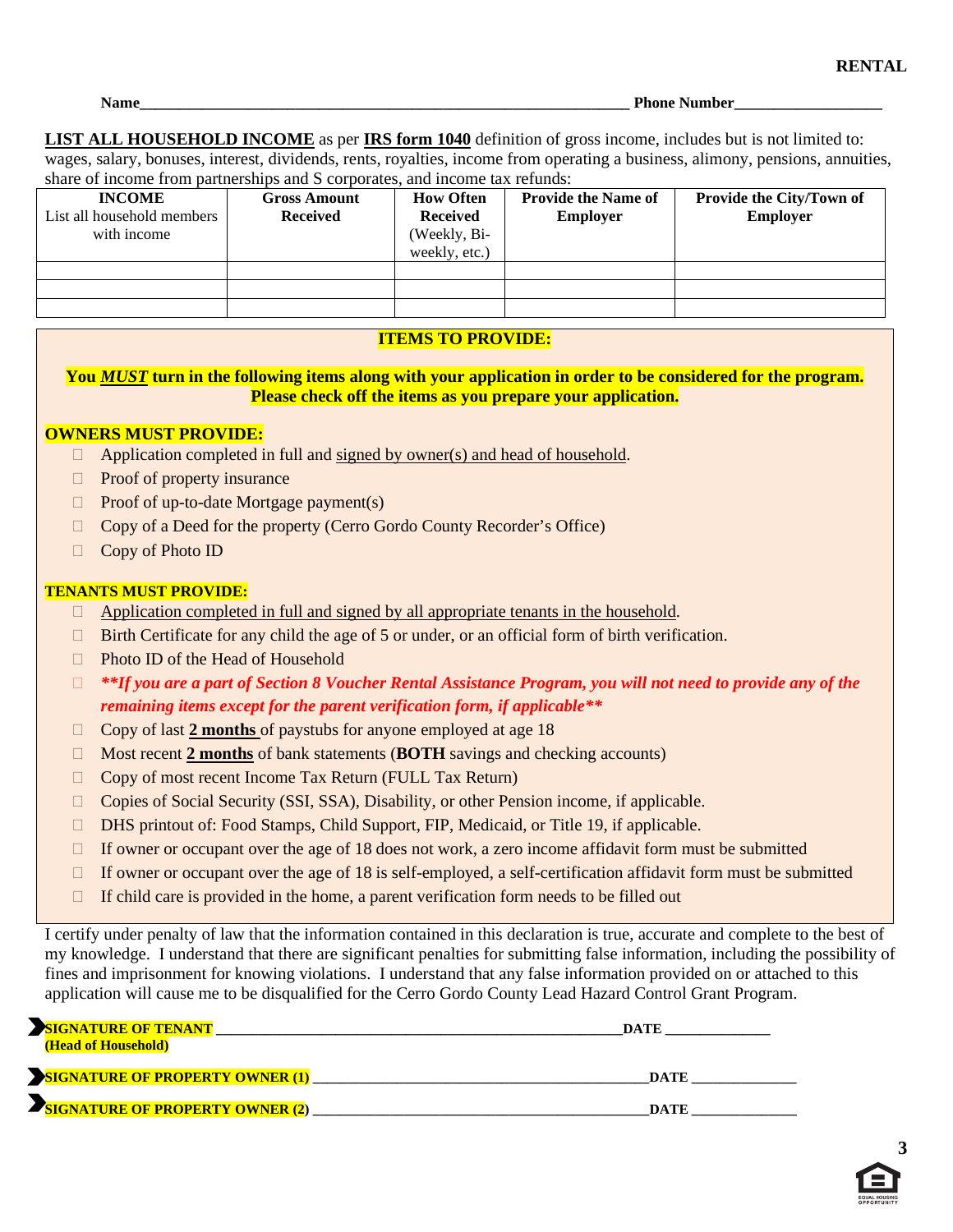**RENTAL**

**Name**\_\_\_\_\_\_\_\_\_\_\_\_\_\_\_\_\_\_\_\_\_\_\_\_\_\_\_\_\_\_\_\_\_\_\_\_\_\_\_\_\_\_\_\_\_\_\_\_\_\_\_\_\_\_\_\_\_\_\_\_\_\_\_\_ **Phone Number**\_\_\_\_\_\_\_\_\_\_\_\_\_\_\_\_\_\_\_\_

**LIST ALL HOUSEHOLD INCOME** as per **IRS form 1040** definition of gross income, includes but is not limited to: wages, salary, bonuses, interest, dividends, rents, royalties, income from operating a business, alimony, pensions, annuities, share of income from partnerships and S corporates, and income tax refunds:

| **INCOME** List all household members with income | **Gross Amount Received** | **How Often Received** (Weekly, Bi-weekly, etc.) | **Provide the Name of Employer** | **Provide the City/Town of Employer** |
|---|---|---|---|---|
| | | | | |
| | | | | |
| | | | | |

## ITEMS TO PROVIDE:

**You *MUST* turn in the following items along with your application in order to be considered for the program. Please check off the items as you prepare your application.**

**OWNERS MUST PROVIDE:**

- ☐ Application completed in full and signed by owner(s) and head of household.
- ☐ Proof of property insurance
- ☐ Proof of up-to-date Mortgage payment(s)
- ☐ Copy of a Deed for the property (Cerro Gordo County Recorder's Office)
- ☐ Copy of Photo ID

**TENANTS MUST PROVIDE:**

- ☐ Application completed in full and signed by all appropriate tenants in the household.
- ☐ Birth Certificate for any child the age of 5 or under, or an official form of birth verification.
- ☐ Photo ID of the Head of Household
- ☐ ***\*\*If you are a part of Section 8 Voucher Rental Assistance Program, you will not need to provide any of the remaining items except for the parent verification form, if applicable\*\****
- ☐ Copy of last **2 months** of paystubs for anyone employed at age 18
- ☐ Most recent **2 months** of bank statements (**BOTH** savings and checking accounts)
- ☐ Copy of most recent Income Tax Return (FULL Tax Return)
- ☐ Copies of Social Security (SSI, SSA), Disability, or other Pension income, if applicable.
- ☐ DHS printout of: Food Stamps, Child Support, FIP, Medicaid, or Title 19, if applicable.
- ☐ If owner or occupant over the age of 18 does not work, a zero income affidavit form must be submitted
- ☐ If owner or occupant over the age of 18 is self-employed, a self-certification affidavit form must be submitted
- ☐ If child care is provided in the home, a parent verification form needs to be filled out

I certify under penalty of law that the information contained in this declaration is true, accurate and complete to the best of my knowledge. I understand that there are significant penalties for submitting false information, including the possibility of fines and imprisonment for knowing violations. I understand that any false information provided on or attached to this application will cause me to be disqualified for the Cerro Gordo County Lead Hazard Control Grant Program.

**SIGNATURE OF TENANT (Head of Household)** \_\_\_\_\_\_\_\_\_\_\_\_\_\_\_\_\_\_\_\_\_\_\_\_\_\_\_\_\_\_\_\_\_\_\_\_\_\_\_\_\_\_\_\_\_\_\_\_ **DATE** \_\_\_\_\_\_\_\_\_\_\_\_\_\_

**SIGNATURE OF PROPERTY OWNER (1)** \_\_\_\_\_\_\_\_\_\_\_\_\_\_\_\_\_\_\_\_\_\_\_\_\_\_\_\_\_\_\_\_\_\_\_\_\_\_\_\_\_\_\_\_ **DATE** \_\_\_\_\_\_\_\_\_\_\_\_\_\_

**SIGNATURE OF PROPERTY OWNER (2)** \_\_\_\_\_\_\_\_\_\_\_\_\_\_\_\_\_\_\_\_\_\_\_\_\_\_\_\_\_\_\_\_\_\_\_\_\_\_\_\_\_\_\_\_ **DATE** \_\_\_\_\_\_\_\_\_\_\_\_\_\_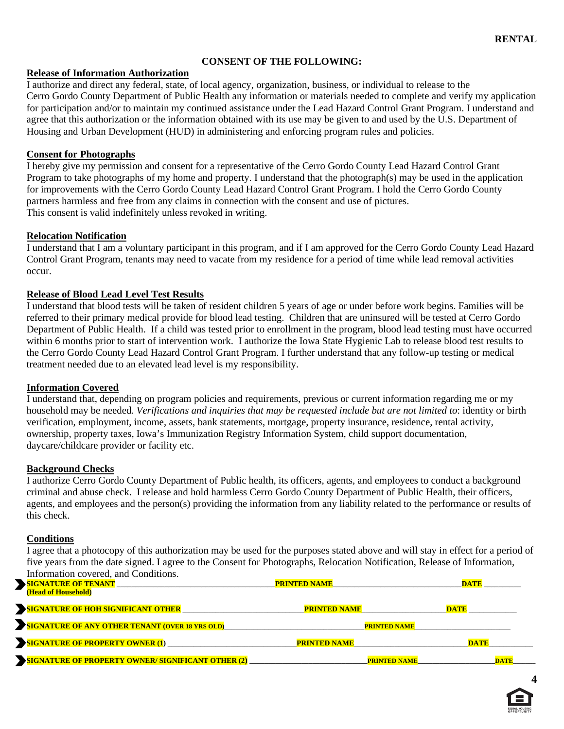**RENTAL**

**CONSENT OF THE FOLLOWING:**

**Release of Information Authorization**

I authorize and direct any federal, state, of local agency, organization, business, or individual to release to the Cerro Gordo County Department of Public Health any information or materials needed to complete and verify my application for participation and/or to maintain my continued assistance under the Lead Hazard Control Grant Program. I understand and agree that this authorization or the information obtained with its use may be given to and used by the U.S. Department of Housing and Urban Development (HUD) in administering and enforcing program rules and policies.

**Consent for Photographs**

I hereby give my permission and consent for a representative of the Cerro Gordo County Lead Hazard Control Grant Program to take photographs of my home and property. I understand that the photograph(s) may be used in the application for improvements with the Cerro Gordo County Lead Hazard Control Grant Program. I hold the Cerro Gordo County partners harmless and free from any claims in connection with the consent and use of pictures.
This consent is valid indefinitely unless revoked in writing.

**Relocation Notification**

I understand that I am a voluntary participant in this program, and if I am approved for the Cerro Gordo County Lead Hazard Control Grant Program, tenants may need to vacate from my residence for a period of time while lead removal activities occur.

**Release of Blood Lead Level Test Results**

I understand that blood tests will be taken of resident children 5 years of age or under before work begins. Families will be referred to their primary medical provide for blood lead testing. Children that are uninsured will be tested at Cerro Gordo Department of Public Health. If a child was tested prior to enrollment in the program, blood lead testing must have occurred within 6 months prior to start of intervention work. I authorize the Iowa State Hygienic Lab to release blood test results to the Cerro Gordo County Lead Hazard Control Grant Program. I further understand that any follow-up testing or medical treatment needed due to an elevated lead level is my responsibility.

**Information Covered**

I understand that, depending on program policies and requirements, previous or current information regarding me or my household may be needed. *Verifications and inquiries that may be requested include but are not limited to*: identity or birth verification, employment, income, assets, bank statements, mortgage, property insurance, residence, rental activity, ownership, property taxes, Iowa's Immunization Registry Information System, child support documentation, daycare/childcare provider or facility etc.

**Background Checks**

I authorize Cerro Gordo County Department of Public health, its officers, agents, and employees to conduct a background criminal and abuse check. I release and hold harmless Cerro Gordo County Department of Public Health, their officers, agents, and employees and the person(s) providing the information from any liability related to the performance or results of this check.

**Conditions**

I agree that a photocopy of this authorization may be used for the purposes stated above and will stay in effect for a period of five years from the date signed. I agree to the Consent for Photographs, Relocation Notification, Release of Information, Information covered, and Conditions.

**SIGNATURE OF TENANT (Head of Household)** ____________________ **PRINTED NAME** ____________________ **DATE** __________

**SIGNATURE OF HOH SIGNIFICANT OTHER** ____________________ **PRINTED NAME** ____________________ **DATE** __________

**SIGNATURE OF ANY OTHER TENANT (OVER 18 YRS OLD)** ____________________ **PRINTED NAME** ____________________

**SIGNATURE OF PROPERTY OWNER (1)** ____________________ **PRINTED NAME** ____________________ **DATE** __________

**SIGNATURE OF PROPERTY OWNER/ SIGNIFICANT OTHER (2)** ____________________ **PRINTED NAME** ____________________ **DATE** __________

EQUAL HOUSING OPPORTUNITY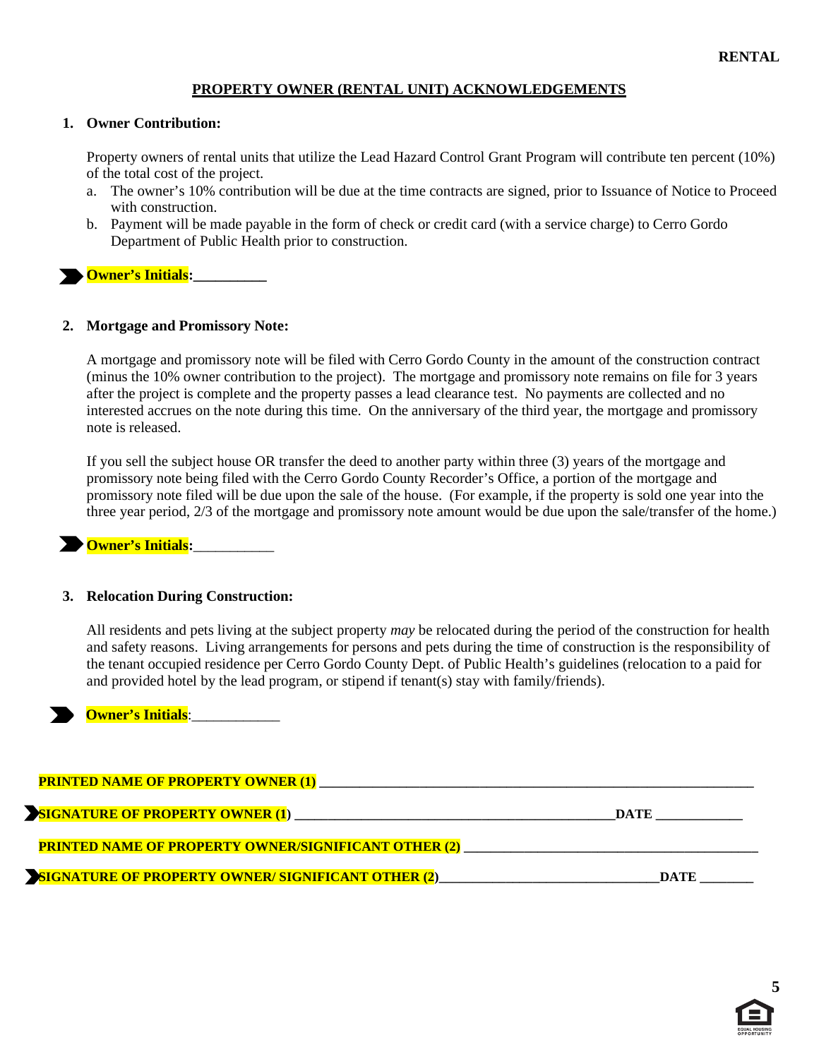RENTAL

## PROPERTY OWNER (RENTAL UNIT) ACKNOWLEDGEMENTS

**1. Owner Contribution:**

Property owners of rental units that utilize the Lead Hazard Control Grant Program will contribute ten percent (10%) of the total cost of the project.

a. The owner's 10% contribution will be due at the time contracts are signed, prior to Issuance of Notice to Proceed with construction.
b. Payment will be made payable in the form of check or credit card (with a service charge) to Cerro Gordo Department of Public Health prior to construction.

**Owner's Initials:**__________

**2. Mortgage and Promissory Note:**

A mortgage and promissory note will be filed with Cerro Gordo County in the amount of the construction contract (minus the 10% owner contribution to the project). The mortgage and promissory note remains on file for 3 years after the project is complete and the property passes a lead clearance test. No payments are collected and no interested accrues on the note during this time. On the anniversary of the third year, the mortgage and promissory note is released.

If you sell the subject house OR transfer the deed to another party within three (3) years of the mortgage and promissory note being filed with the Cerro Gordo County Recorder's Office, a portion of the mortgage and promissory note filed will be due upon the sale of the house. (For example, if the property is sold one year into the three year period, 2/3 of the mortgage and promissory note amount would be due upon the sale/transfer of the home.)

**Owner's Initials:**___________

**3. Relocation During Construction:**

All residents and pets living at the subject property *may* be relocated during the period of the construction for health and safety reasons. Living arrangements for persons and pets during the time of construction is the responsibility of the tenant occupied residence per Cerro Gordo County Dept. of Public Health's guidelines (relocation to a paid for and provided hotel by the lead program, or stipend if tenant(s) stay with family/friends).

**Owner's Initials**:____________

**PRINTED NAME OF PROPERTY OWNER (1)** ______________________________________________

**SIGNATURE OF PROPERTY OWNER (1)** ________________________________ **DATE** ____________

**PRINTED NAME OF PROPERTY OWNER/SIGNIFICANT OTHER (2)** ______________________________

**SIGNATURE OF PROPERTY OWNER/ SIGNIFICANT OTHER (2)**________________________ **DATE** ________